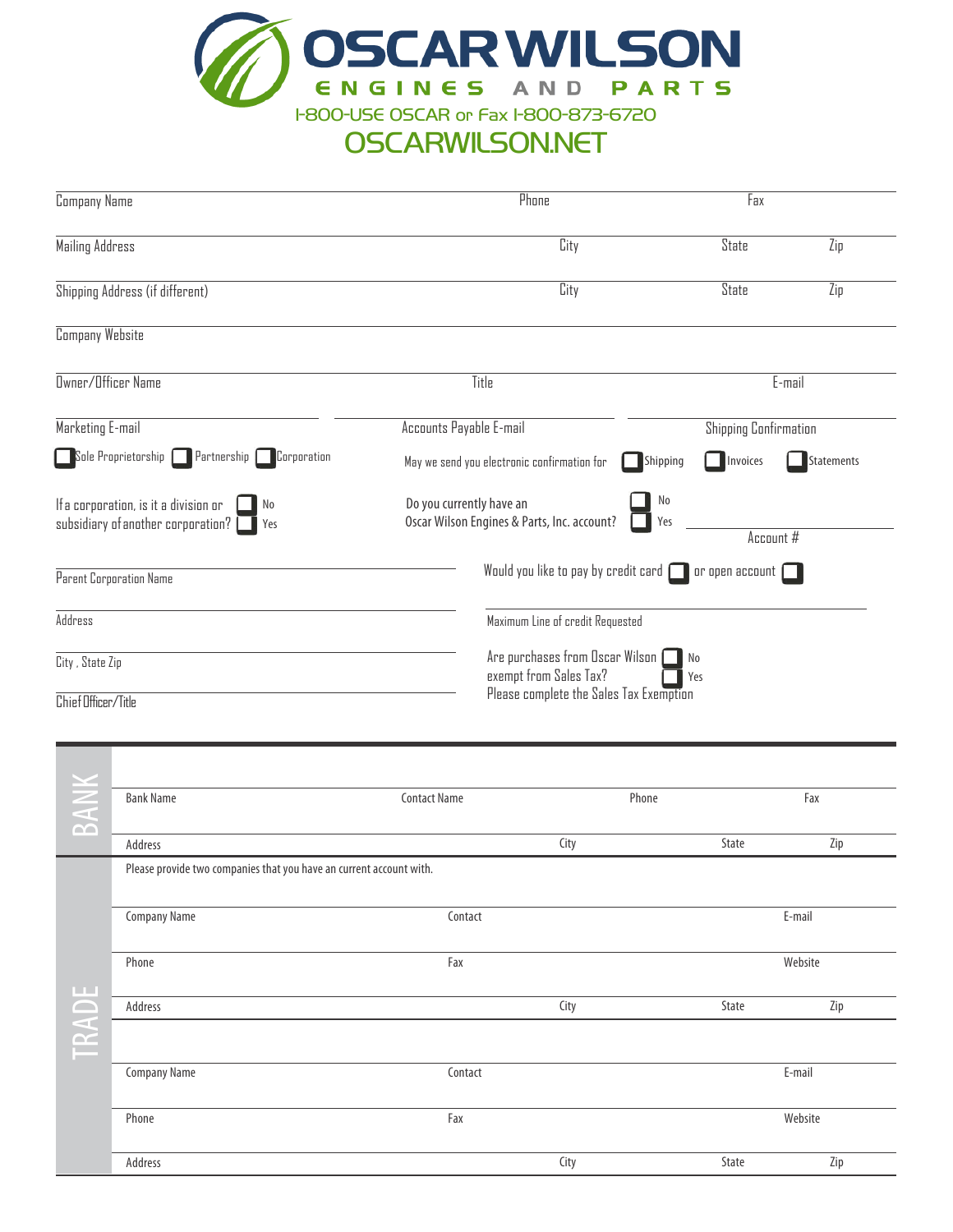# OSCAR WILSON

**ENGINES AND PARTS**

1-800-USE OSCAR or Fax 1-800-873-6720

OSCARWILSON.NET

Company Name | Phone | Fax

Mailing Address | City | State | Zip

Shipping Address (if different) | City | State | Zip

Company Website

Owner/Officer Name | Title | E-mail

Marketing E-mail | Accounts Payable E-mail | Shipping Confirmation

☐ Sole Proprietorship ☐ Partnership ☐ Corporation

May we send you electronic confirmation for ☐ Shipping ☐ Invoices ☐ Statements

If a corporation, is it a division or subsidiary of another corporation? ☐ No ☐ Yes

Do you currently have an Oscar Wilson Engines & Parts, Inc. account? ☐ No ☐ Yes

Account #

Parent Corporation Name

Would you like to pay by credit card ☐ or open account ☐

Address

Maximum Line of credit Requested

City , State Zip

Are purchases from Oscar Wilson exempt from Sales Tax? ☐ No ☐ Yes

Please complete the Sales Tax Exemption

Chief Officer/Title

## BANK

Bank Name | Contact Name | Phone | Fax

Address | City | State | Zip

## TRADE

Please provide two companies that you have an current account with.

Company Name | Contact | E-mail

Phone | Fax | Website

Address | City | State | Zip

Company Name | Contact | E-mail

Phone | Fax | Website

Address | City | State | Zip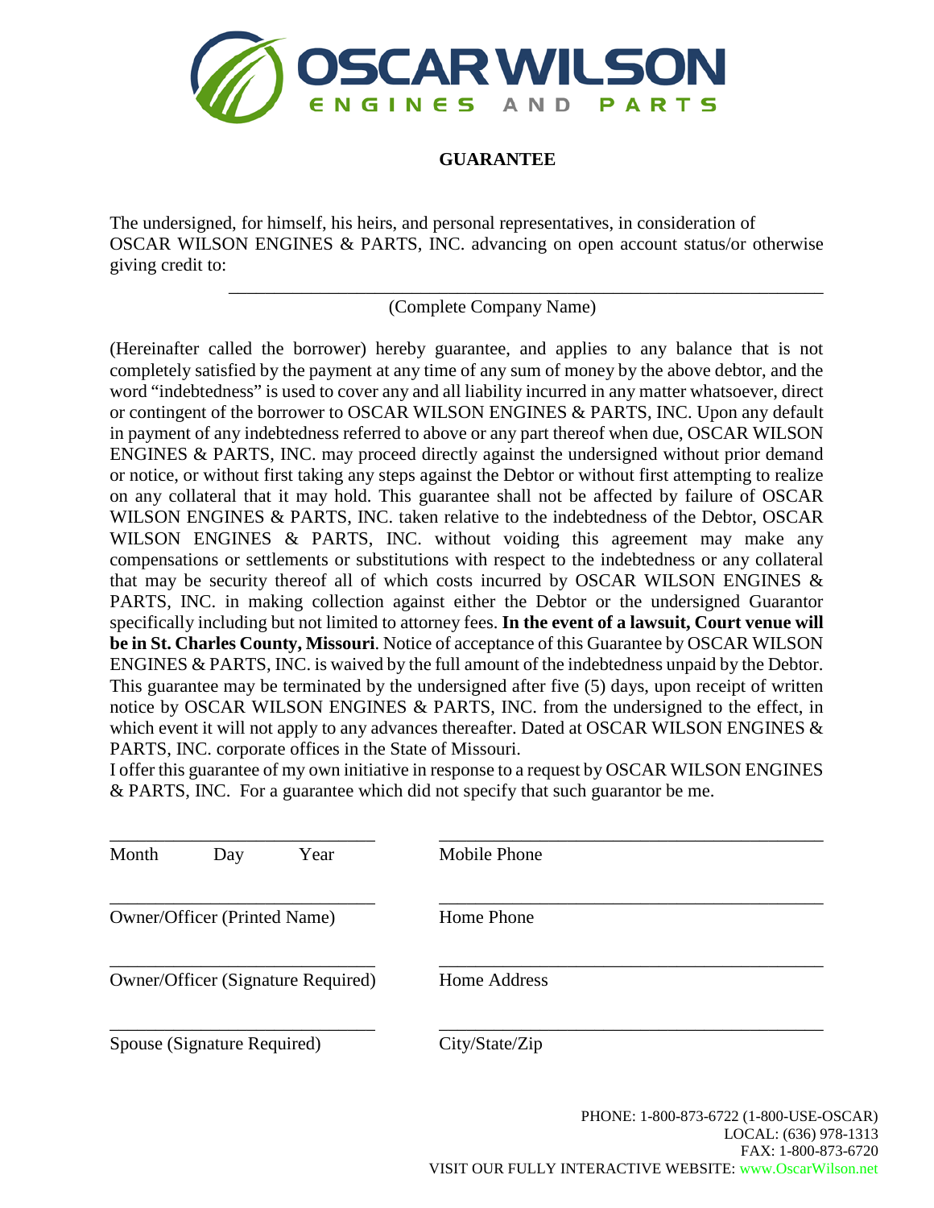OSCAR WILSON ENGINES AND PARTS

## GUARANTEE

The undersigned, for himself, his heirs, and personal representatives, in consideration of OSCAR WILSON ENGINES & PARTS, INC. advancing on open account status/or otherwise giving credit to:

______________________________________________________
(Complete Company Name)

(Hereinafter called the borrower) hereby guarantee, and applies to any balance that is not completely satisfied by the payment at any time of any sum of money by the above debtor, and the word "indebtedness" is used to cover any and all liability incurred in any matter whatsoever, direct or contingent of the borrower to OSCAR WILSON ENGINES & PARTS, INC. Upon any default in payment of any indebtedness referred to above or any part thereof when due, OSCAR WILSON ENGINES & PARTS, INC. may proceed directly against the undersigned without prior demand or notice, or without first taking any steps against the Debtor or without first attempting to realize on any collateral that it may hold. This guarantee shall not be affected by failure of OSCAR WILSON ENGINES & PARTS, INC. taken relative to the indebtedness of the Debtor, OSCAR WILSON ENGINES & PARTS, INC. without voiding this agreement may make any compensations or settlements or substitutions with respect to the indebtedness or any collateral that may be security thereof all of which costs incurred by OSCAR WILSON ENGINES & PARTS, INC. in making collection against either the Debtor or the undersigned Guarantor specifically including but not limited to attorney fees. **In the event of a lawsuit, Court venue will be in St. Charles County, Missouri**. Notice of acceptance of this Guarantee by OSCAR WILSON ENGINES & PARTS, INC. is waived by the full amount of the indebtedness unpaid by the Debtor. This guarantee may be terminated by the undersigned after five (5) days, upon receipt of written notice by OSCAR WILSON ENGINES & PARTS, INC. from the undersigned to the effect, in which event it will not apply to any advances thereafter. Dated at OSCAR WILSON ENGINES & PARTS, INC. corporate offices in the State of Missouri.
I offer this guarantee of my own initiative in response to a request by OSCAR WILSON ENGINES & PARTS, INC. For a guarantee which did not specify that such guarantor be me.

______________________________
Month Day Year

______________________________
Owner/Officer (Printed Name)

______________________________
Owner/Officer (Signature Required)

______________________________
Spouse (Signature Required)

______________________________
Mobile Phone

______________________________
Home Phone

______________________________
Home Address

______________________________
City/State/Zip

PHONE: 1-800-873-6722 (1-800-USE-OSCAR)
LOCAL: (636) 978-1313
FAX: 1-800-873-6720
VISIT OUR FULLY INTERACTIVE WEBSITE: www.OscarWilson.net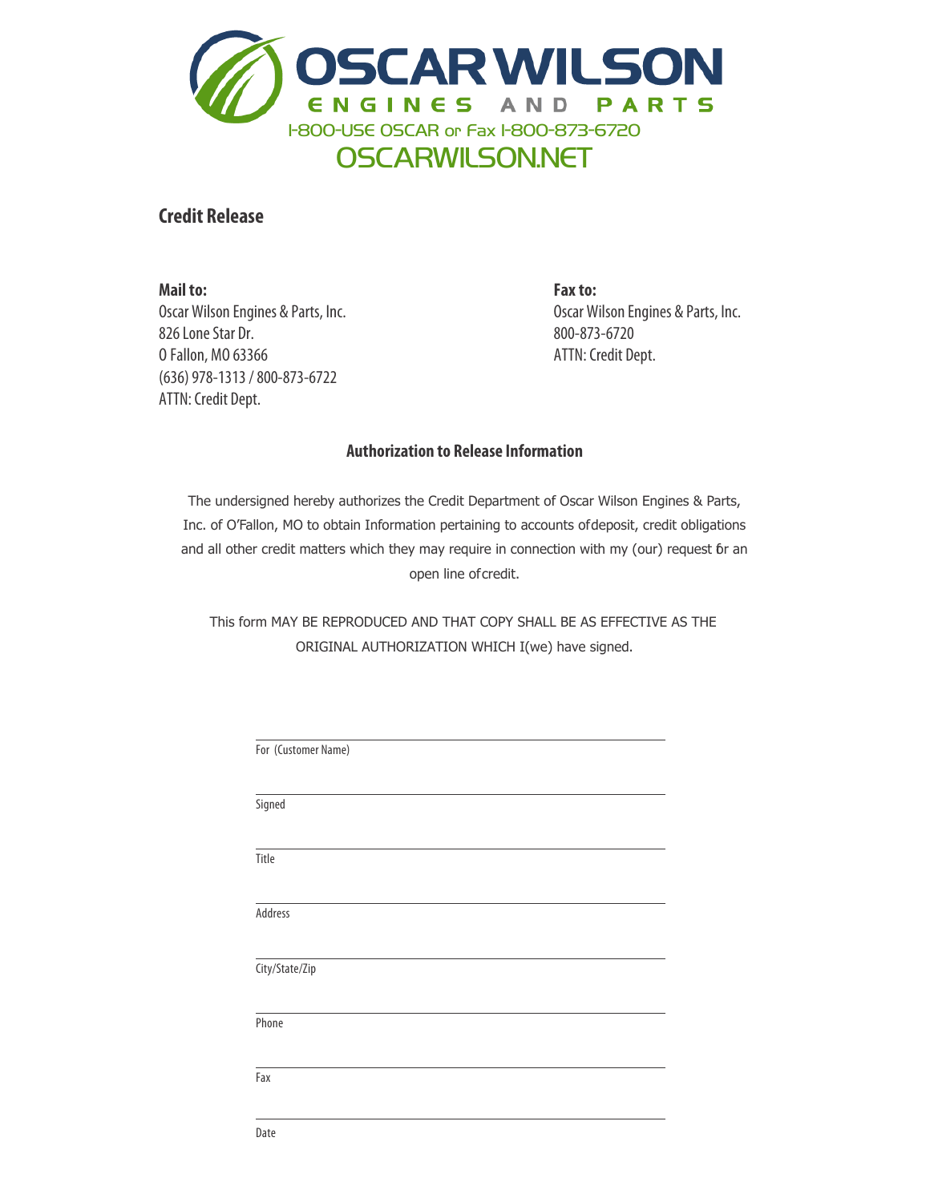# OSCAR WILSON

ENGINES AND PARTS

1-800-USE OSCAR or Fax 1-800-873-6720

OSCARWILSON.NET

## Credit Release

**Mail to:**
Oscar Wilson Engines & Parts, Inc.
826 Lone Star Dr.
O Fallon, MO 63366
(636) 978-1313 / 800-873-6722
ATTN: Credit Dept.

**Fax to:**
Oscar Wilson Engines & Parts, Inc.
800-873-6720
ATTN: Credit Dept.

### Authorization to Release Information

The undersigned hereby authorizes the Credit Department of Oscar Wilson Engines & Parts, Inc. of O'Fallon, MO to obtain Information pertaining to accounts of deposit, credit obligations and all other credit matters which they may require in connection with my (our) request for an open line of credit.

This form MAY BE REPRODUCED AND THAT COPY SHALL BE AS EFFECTIVE AS THE ORIGINAL AUTHORIZATION WHICH I(we) have signed.

For (Customer Name) ______________________________

Signed ______________________________

Title ______________________________

Address ______________________________

City/State/Zip ______________________________

Phone ______________________________

Fax ______________________________

Date ______________________________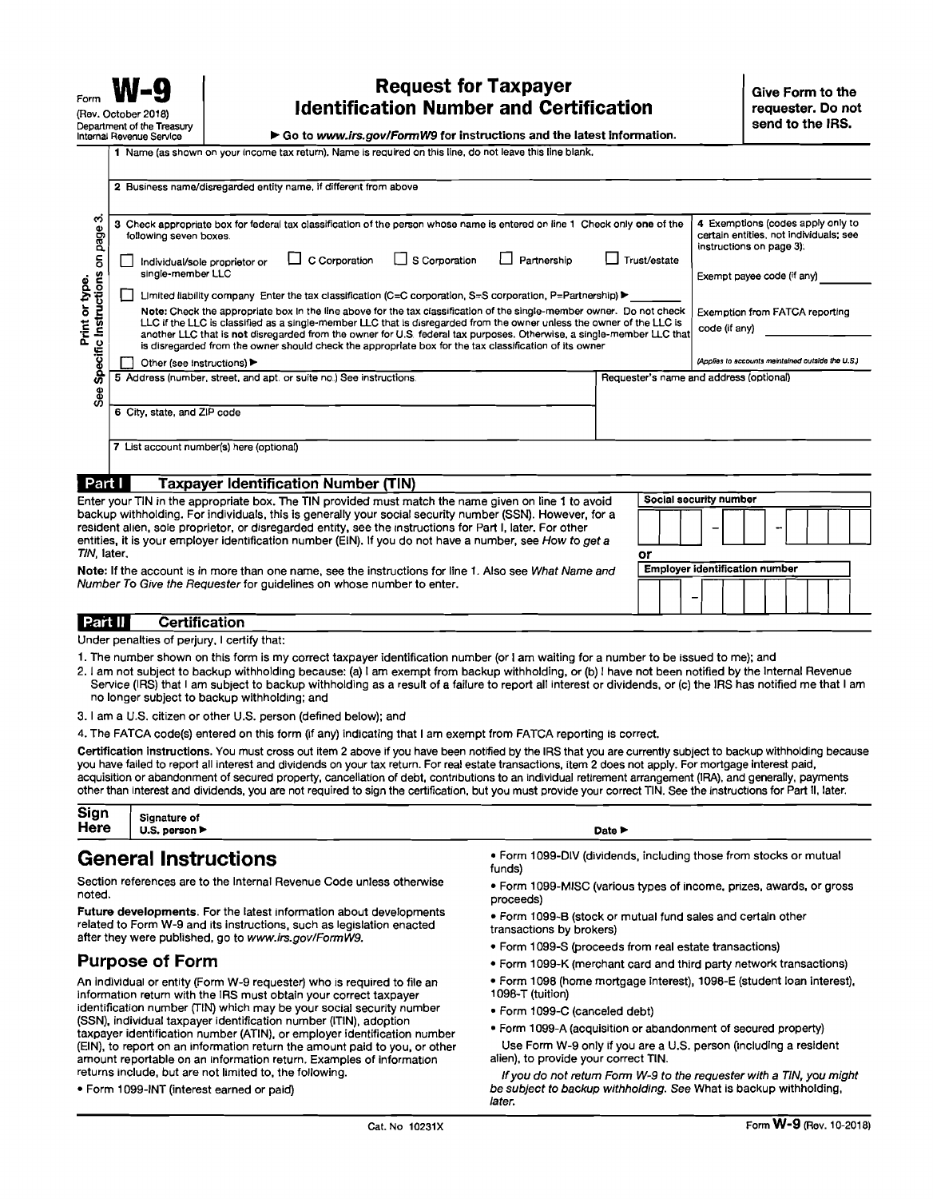Form **W-9**
(Rev. October 2018)
Department of the Treasury
Internal Revenue Service

# Request for Taxpayer Identification Number and Certification

▶ Go to *www.irs.gov/FormW9* for instructions and the latest information.

**Give Form to the requester. Do not send to the IRS.**

Print or type. See Specific Instructions on page 3.

1 Name (as shown on your income tax return). Name is required on this line; do not leave this line blank.

2 Business name/disregarded entity name, if different from above

3 Check appropriate box for federal tax classification of the person whose name is entered on line 1. Check only **one** of the following seven boxes.

☐ Individual/sole proprietor or single-member LLC ☐ C Corporation ☐ S Corporation ☐ Partnership ☐ Trust/estate

☐ Limited liability company. Enter the tax classification (C=C corporation, S=S corporation, P=Partnership) ▶ ________

**Note:** Check the appropriate box in the line above for the tax classification of the single-member owner. Do not check LLC if the LLC is classified as a single-member LLC that is disregarded from the owner unless the owner of the LLC is another LLC that is **not** disregarded from the owner for U.S. federal tax purposes. Otherwise, a single-member LLC that is disregarded from the owner should check the appropriate box for the tax classification of its owner.

☐ Other (see instructions) ▶

4 Exemptions (codes apply only to certain entities, not individuals; see instructions on page 3):

Exempt payee code (if any) ________

Exemption from FATCA reporting code (if any) ________

*(Applies to accounts maintained outside the U.S.)*

5 Address (number, street, and apt. or suite no.) See instructions.

Requester's name and address (optional)

6 City, state, and ZIP code

7 List account number(s) here (optional)

## Part I Taxpayer Identification Number (TIN)

Enter your TIN in the appropriate box. The TIN provided must match the name given on line 1 to avoid backup withholding. For individuals, this is generally your social security number (SSN). However, for a resident alien, sole proprietor, or disregarded entity, see the instructions for Part I, later. For other entities, it is your employer identification number (EIN). If you do not have a number, see *How to get a TIN*, later.

**Note:** If the account is in more than one name, see the instructions for line 1. Also see *What Name and Number To Give the Requester* for guidelines on whose number to enter.

**Social security number**

☐☐☐ – ☐☐ – ☐☐☐☐

**or**

**Employer identification number**

☐☐ – ☐☐☐☐☐☐☐

## Part II Certification

Under penalties of perjury, I certify that:

1. The number shown on this form is my correct taxpayer identification number (or I am waiting for a number to be issued to me); and
2. I am not subject to backup withholding because: (a) I am exempt from backup withholding, or (b) I have not been notified by the Internal Revenue Service (IRS) that I am subject to backup withholding as a result of a failure to report all interest or dividends, or (c) the IRS has notified me that I am no longer subject to backup withholding; and
3. I am a U.S. citizen or other U.S. person (defined below); and
4. The FATCA code(s) entered on this form (if any) indicating that I am exempt from FATCA reporting is correct.

**Certification instructions.** You must cross out item 2 above if you have been notified by the IRS that you are currently subject to backup withholding because you have failed to report all interest and dividends on your tax return. For real estate transactions, item 2 does not apply. For mortgage interest paid, acquisition or abandonment of secured property, cancellation of debt, contributions to an individual retirement arrangement (IRA), and generally, payments other than interest and dividends, you are not required to sign the certification, but you must provide your correct TIN. See the instructions for Part II, later.

**Sign Here** Signature of U.S. person ▶ Date ▶

# General Instructions

Section references are to the Internal Revenue Code unless otherwise noted.

**Future developments**. For the latest information about developments related to Form W-9 and its instructions, such as legislation enacted after they were published, go to *www.irs.gov/FormW9*.

## Purpose of Form

An individual or entity (Form W-9 requester) who is required to file an information return with the IRS must obtain your correct taxpayer identification number (TIN) which may be your social security number (SSN), individual taxpayer identification number (ITIN), adoption taxpayer identification number (ATIN), or employer identification number (EIN), to report on an information return the amount paid to you, or other amount reportable on an information return. Examples of information returns include, but are not limited to, the following.

- Form 1099-INT (interest earned or paid)
- Form 1099-DIV (dividends, including those from stocks or mutual funds)
- Form 1099-MISC (various types of income, prizes, awards, or gross proceeds)
- Form 1099-B (stock or mutual fund sales and certain other transactions by brokers)
- Form 1099-S (proceeds from real estate transactions)
- Form 1099-K (merchant card and third party network transactions)
- Form 1098 (home mortgage interest), 1098-E (student loan interest), 1098-T (tuition)
- Form 1099-C (canceled debt)
- Form 1099-A (acquisition or abandonment of secured property)

Use Form W-9 only if you are a U.S. person (including a resident alien), to provide your correct TIN.

*If you do not return Form W-9 to the requester with a TIN, you might be subject to backup withholding. See* What is backup withholding, *later.*

Cat. No. 10231X Form **W-9** (Rev. 10-2018)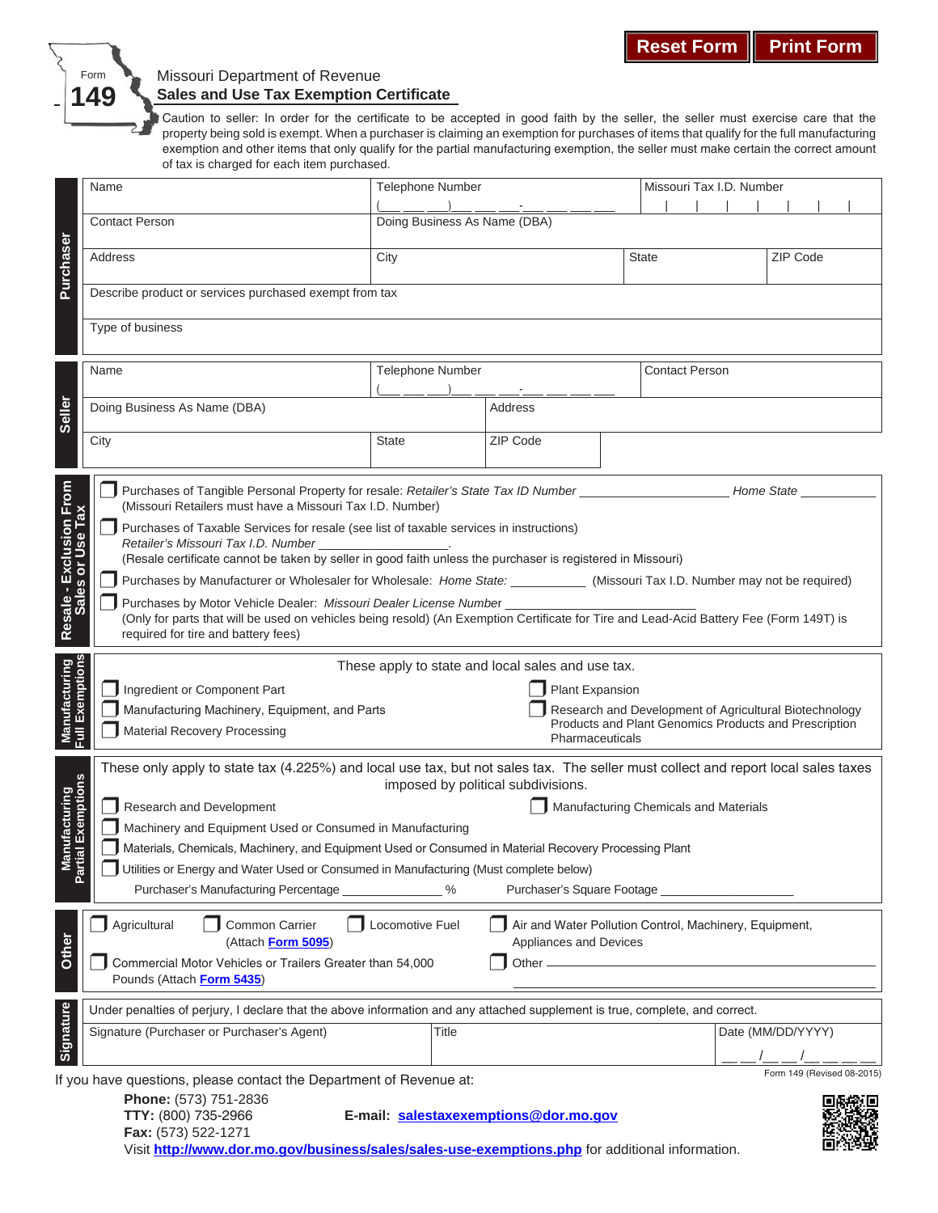Reset Form | Print Form

Form **149**

Missouri Department of Revenue
## Sales and Use Tax Exemption Certificate

Caution to seller: In order for the certificate to be accepted in good faith by the seller, the seller must exercise care that the property being sold is exempt. When a purchaser is claiming an exemption for purchases of items that qualify for the full manufacturing exemption and other items that only qualify for the partial manufacturing exemption, the seller must make certain the correct amount of tax is charged for each item purchased.

### Purchaser

| | | | |
|---|---|---|---|
| Name | Telephone Number (___ ___ ___)___ ___ ___-___ ___ ___ ___ | Missouri Tax I.D. Number | |
| Contact Person | Doing Business As Name (DBA) | | |
| Address | City | State | ZIP Code |
| Describe product or services purchased exempt from tax | | | |
| Type of business | | | |

### Seller

| | | |
|---|---|---|
| Name | Telephone Number (___ ___ ___)___ ___ ___-___ ___ ___ ___ | Contact Person |
| Doing Business As Name (DBA) | Address | |
| City | State | ZIP Code |

### Resale - Exclusion From Sales or Use Tax

- ☐ Purchases of Tangible Personal Property for resale: *Retailer's State Tax ID Number* ____________________ *Home State* ___________ (Missouri Retailers must have a Missouri Tax I.D. Number)
- ☐ Purchases of Taxable Services for resale (see list of taxable services in instructions) *Retailer's Missouri Tax I.D. Number* __________________. (Resale certificate cannot be taken by seller in good faith unless the purchaser is registered in Missouri)
- ☐ Purchases by Manufacturer or Wholesaler for Wholesale: *Home State:* ___________ (Missouri Tax I.D. Number may not be required)
- ☐ Purchases by Motor Vehicle Dealer: *Missouri Dealer License Number* __________________________ (Only for parts that will be used on vehicles being resold) (An Exemption Certificate for Tire and Lead-Acid Battery Fee (Form 149T) is required for tire and battery fees)

### Manufacturing Full Exemptions

These apply to state and local sales and use tax.

- ☐ Ingredient or Component Part
- ☐ Manufacturing Machinery, Equipment, and Parts
- ☐ Material Recovery Processing
- ☐ Plant Expansion
- ☐ Research and Development of Agricultural Biotechnology Products and Plant Genomics Products and Prescription Pharmaceuticals

### Manufacturing Partial Exemptions

These only apply to state tax (4.225%) and local use tax, but not sales tax. The seller must collect and report local sales taxes imposed by political subdivisions.

- ☐ Research and Development
- ☐ Manufacturing Chemicals and Materials
- ☐ Machinery and Equipment Used or Consumed in Manufacturing
- ☐ Materials, Chemicals, Machinery, and Equipment Used or Consumed in Material Recovery Processing Plant
- ☐ Utilities or Energy and Water Used or Consumed in Manufacturing (Must complete below)

Purchaser's Manufacturing Percentage ______________ % Purchaser's Square Footage ____________________

### Other

- ☐ Agricultural
- ☐ Common Carrier (Attach **Form 5095**)
- ☐ Locomotive Fuel
- ☐ Air and Water Pollution Control, Machinery, Equipment, Appliances and Devices
- ☐ Commercial Motor Vehicles or Trailers Greater than 54,000 Pounds (Attach **Form 5435**)
- ☐ Other ______________________________

### Signature

Under penalties of perjury, I declare that the above information and any attached supplement is true, complete, and correct.

| | | |
|---|---|---|
| Signature (Purchaser or Purchaser's Agent) | Title | Date (MM/DD/YYYY) __ __/__ __/__ __ __ __ |

Form 149 (Revised 08-2015)

If you have questions, please contact the Department of Revenue at:

**Phone:** (573) 751-2836
**TTY:** (800) 735-2966
**Fax:** (573) 522-1271
**E-mail:** **salestaxexemptions@dor.mo.gov**

Visit **http://www.dor.mo.gov/business/sales/sales-use-exemptions.php** for additional information.